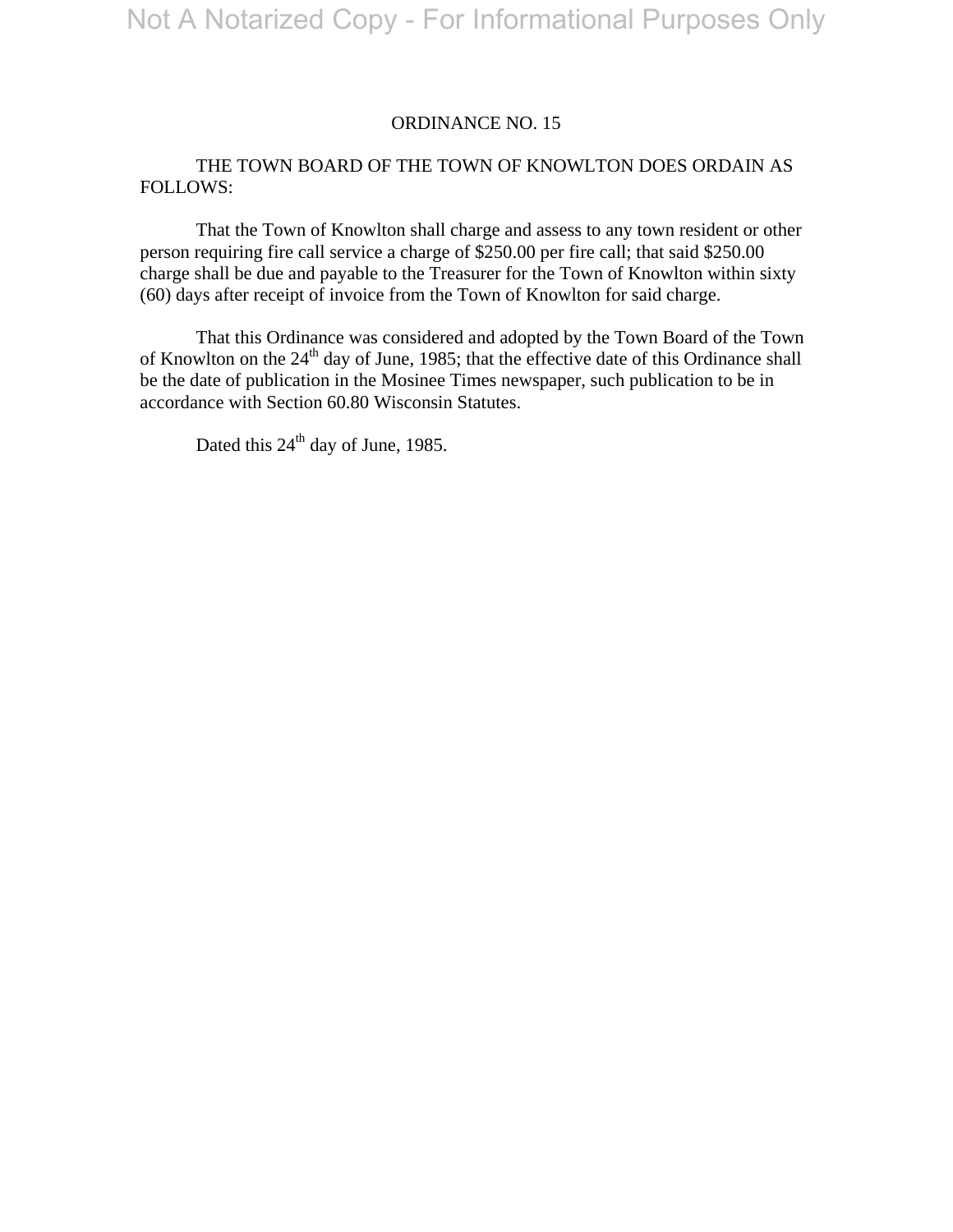Not A Notarized Copy - For Informational Purposes Only

# ORDINANCE NO. 15

THE TOWN BOARD OF THE TOWN OF KNOWLTON DOES ORDAIN AS FOLLOWS:

That the Town of Knowlton shall charge and assess to any town resident or other person requiring fire call service a charge of $250.00 per fire call; that said $250.00 charge shall be due and payable to the Treasurer for the Town of Knowlton within sixty (60) days after receipt of invoice from the Town of Knowlton for said charge.

That this Ordinance was considered and adopted by the Town Board of the Town of Knowlton on the 24th day of June, 1985; that the effective date of this Ordinance shall be the date of publication in the Mosinee Times newspaper, such publication to be in accordance with Section 60.80 Wisconsin Statutes.

Dated this 24th day of June, 1985.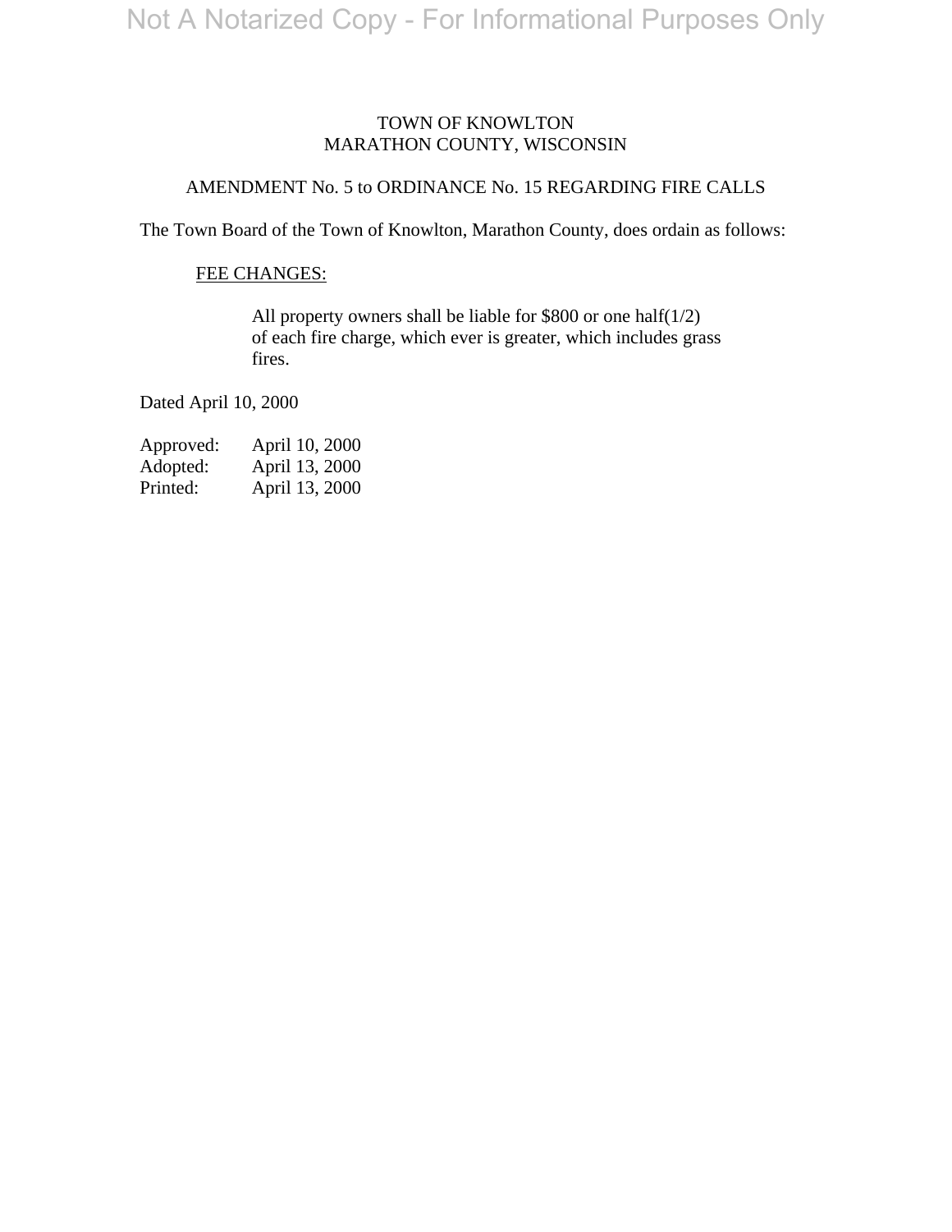TOWN OF KNOWLTON
MARATHON COUNTY, WISCONSIN

AMENDMENT No. 5 to ORDINANCE No. 15 REGARDING FIRE CALLS

The Town Board of the Town of Knowlton, Marathon County, does ordain as follows:

<u>FEE CHANGES:</u>

> All property owners shall be liable for $800 or one half(1/2) of each fire charge, which ever is greater, which includes grass fires.

Dated April 10, 2000

| | |
|---|---|
| Approved: | April 10, 2000 |
| Adopted: | April 13, 2000 |
| Printed: | April 13, 2000 |